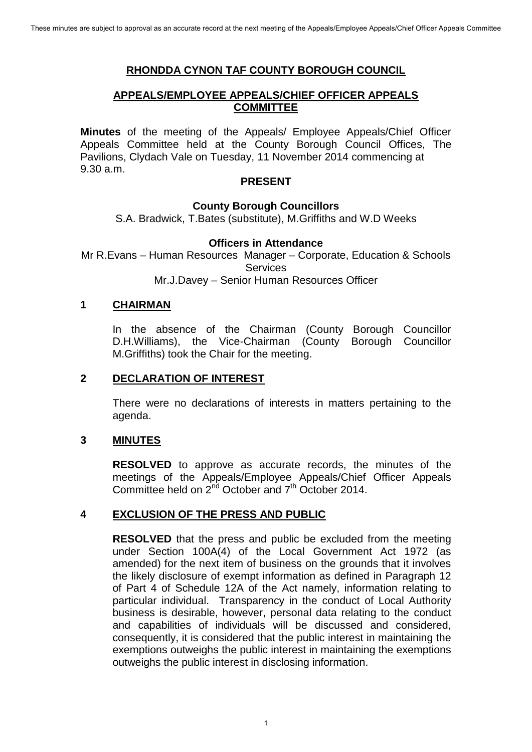These minutes are subject to approval as an accurate record at the next meeting of the Appeals/Employee Appeals/Chief Officer Appeals Committee

# RHONDDA CYNON TAF COUNTY BOROUGH COUNCIL

## APPEALS/EMPLOYEE APPEALS/CHIEF OFFICER APPEALS COMMITTEE

**Minutes** of the meeting of the Appeals/ Employee Appeals/Chief Officer Appeals Committee held at the County Borough Council Offices, The Pavilions, Clydach Vale on Tuesday, 11 November 2014 commencing at 9.30 a.m.

**PRESENT**

**County Borough Councillors**

S.A. Bradwick, T.Bates (substitute), M.Griffiths and W.D Weeks

**Officers in Attendance**

Mr R.Evans – Human Resources Manager – Corporate, Education & Schools Services

Mr.J.Davey – Senior Human Resources Officer

### 1 CHAIRMAN

In the absence of the Chairman (County Borough Councillor D.H.Williams), the Vice-Chairman (County Borough Councillor M.Griffiths) took the Chair for the meeting.

### 2 DECLARATION OF INTEREST

There were no declarations of interests in matters pertaining to the agenda.

### 3 MINUTES

**RESOLVED** to approve as accurate records, the minutes of the meetings of the Appeals/Employee Appeals/Chief Officer Appeals Committee held on 2nd October and 7th October 2014.

### 4 EXCLUSION OF THE PRESS AND PUBLIC

**RESOLVED** that the press and public be excluded from the meeting under Section 100A(4) of the Local Government Act 1972 (as amended) for the next item of business on the grounds that it involves the likely disclosure of exempt information as defined in Paragraph 12 of Part 4 of Schedule 12A of the Act namely, information relating to particular individual. Transparency in the conduct of Local Authority business is desirable, however, personal data relating to the conduct and capabilities of individuals will be discussed and considered, consequently, it is considered that the public interest in maintaining the exemptions outweighs the public interest in maintaining the exemptions outweighs the public interest in disclosing information.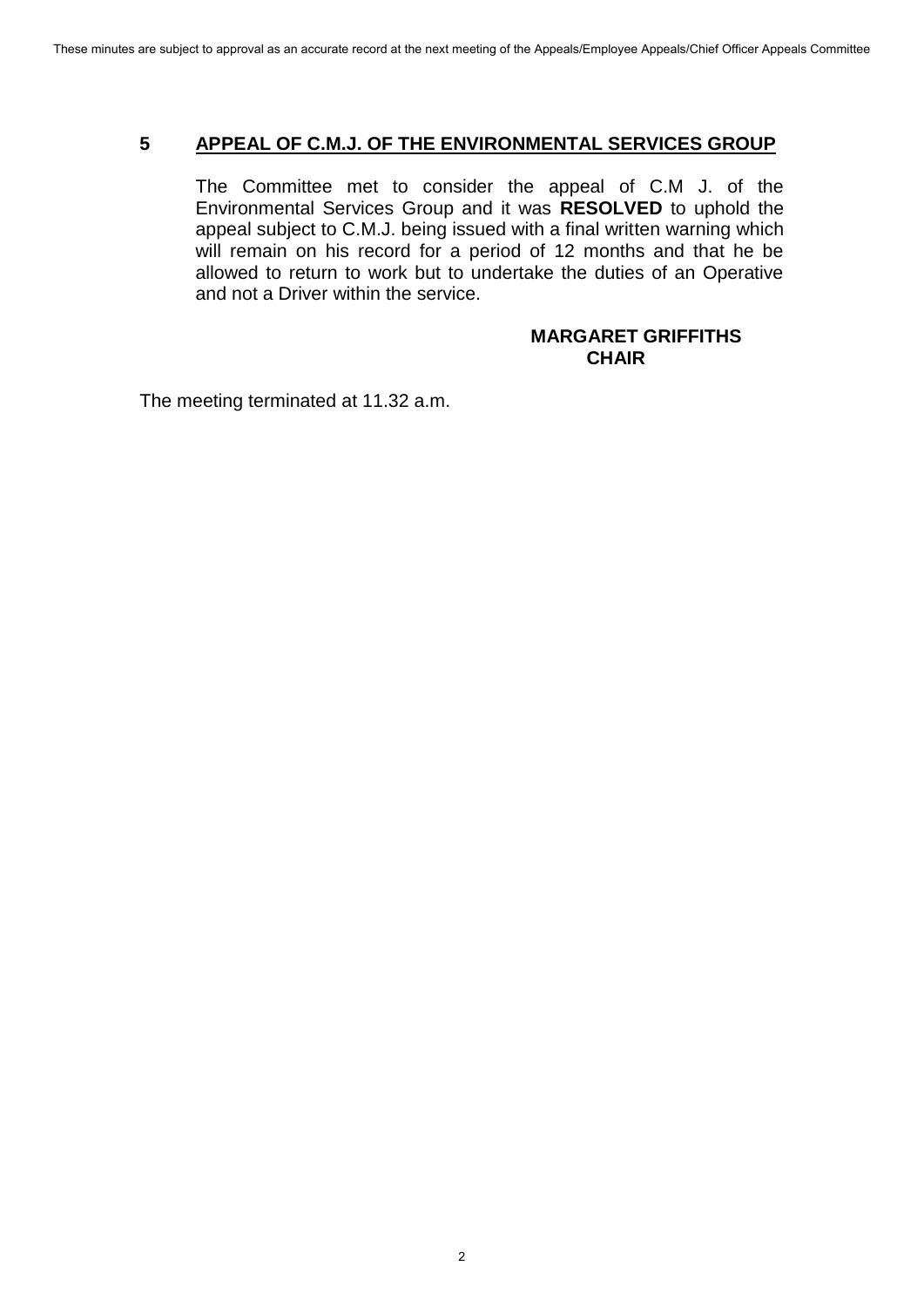## 5 APPEAL OF C.M.J. OF THE ENVIRONMENTAL SERVICES GROUP

The Committee met to consider the appeal of C.M J. of the Environmental Services Group and it was **RESOLVED** to uphold the appeal subject to C.M.J. being issued with a final written warning which will remain on his record for a period of 12 months and that he be allowed to return to work but to undertake the duties of an Operative and not a Driver within the service.

**MARGARET GRIFFITHS**
**CHAIR**

The meeting terminated at 11.32 a.m.